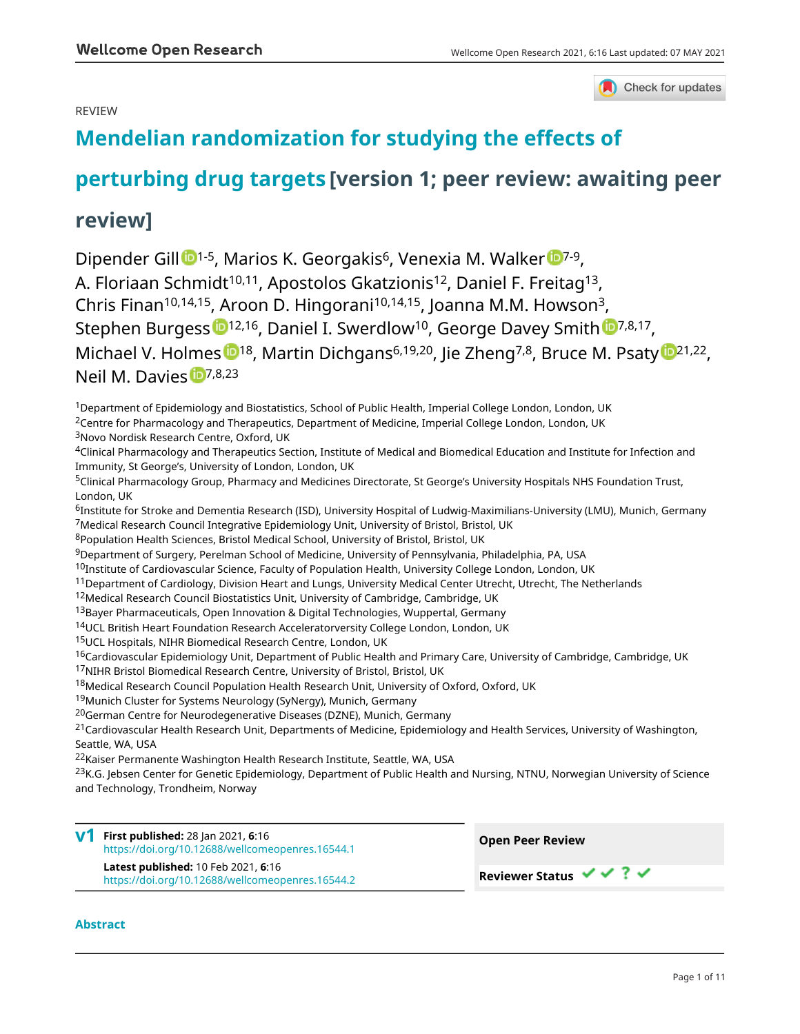REVIEW

# Mendelian randomization for studying the effects of perturbing drug targets [version 1; peer review: awaiting peer review]

Dipender Gill[1-5], Marios K. Georgakis[6], Venexia M. Walker[7-9], A. Floriaan Schmidt[10,11], Apostolos Gkatzionis[12], Daniel F. Freitag[13], Chris Finan[10,14,15], Aroon D. Hingorani[10,14,15], Joanna M.M. Howson[3], Stephen Burgess[12,16], Daniel I. Swerdlow[10], George Davey Smith[7,8,17], Michael V. Holmes[18], Martin Dichgans[6,19,20], Jie Zheng[7,8], Bruce M. Psaty[21,22], Neil M. Davies[7,8,23]

[1]Department of Epidemiology and Biostatistics, School of Public Health, Imperial College London, London, UK
[2]Centre for Pharmacology and Therapeutics, Department of Medicine, Imperial College London, London, UK
[3]Novo Nordisk Research Centre, Oxford, UK
[4]Clinical Pharmacology and Therapeutics Section, Institute of Medical and Biomedical Education and Institute for Infection and Immunity, St George's, University of London, London, UK
[5]Clinical Pharmacology Group, Pharmacy and Medicines Directorate, St George's University Hospitals NHS Foundation Trust, London, UK
[6]Institute for Stroke and Dementia Research (ISD), University Hospital of Ludwig-Maximilians-University (LMU), Munich, Germany
[7]Medical Research Council Integrative Epidemiology Unit, University of Bristol, Bristol, UK
[8]Population Health Sciences, Bristol Medical School, University of Bristol, Bristol, UK
[9]Department of Surgery, Perelman School of Medicine, University of Pennsylvania, Philadelphia, PA, USA
[10]Institute of Cardiovascular Science, Faculty of Population Health, University College London, London, UK
[11]Department of Cardiology, Division Heart and Lungs, University Medical Center Utrecht, Utrecht, The Netherlands
[12]Medical Research Council Biostatistics Unit, University of Cambridge, Cambridge, UK
[13]Bayer Pharmaceuticals, Open Innovation & Digital Technologies, Wuppertal, Germany
[14]UCL British Heart Foundation Research Acceleratorversity College London, London, UK
[15]UCL Hospitals, NIHR Biomedical Research Centre, London, UK
[16]Cardiovascular Epidemiology Unit, Department of Public Health and Primary Care, University of Cambridge, Cambridge, UK
[17]NIHR Bristol Biomedical Research Centre, University of Bristol, Bristol, UK
[18]Medical Research Council Population Health Research Unit, University of Oxford, Oxford, UK
[19]Munich Cluster for Systems Neurology (SyNergy), Munich, Germany
[20]German Centre for Neurodegenerative Diseases (DZNE), Munich, Germany
[21]Cardiovascular Health Research Unit, Departments of Medicine, Epidemiology and Health Services, University of Washington, Seattle, WA, USA
[22]Kaiser Permanente Washington Health Research Institute, Seattle, WA, USA
[23]K.G. Jebsen Center for Genetic Epidemiology, Department of Public Health and Nursing, NTNU, Norwegian University of Science and Technology, Trondheim, Norway

**v1** **First published:** 28 Jan 2021, **6**:16
https://doi.org/10.12688/wellcomeopenres.16544.1
**Latest published:** 10 Feb 2021, **6**:16
https://doi.org/10.12688/wellcomeopenres.16544.2

**Open Peer Review**

**Reviewer Status** ✔ ✔ ? ✔

## Abstract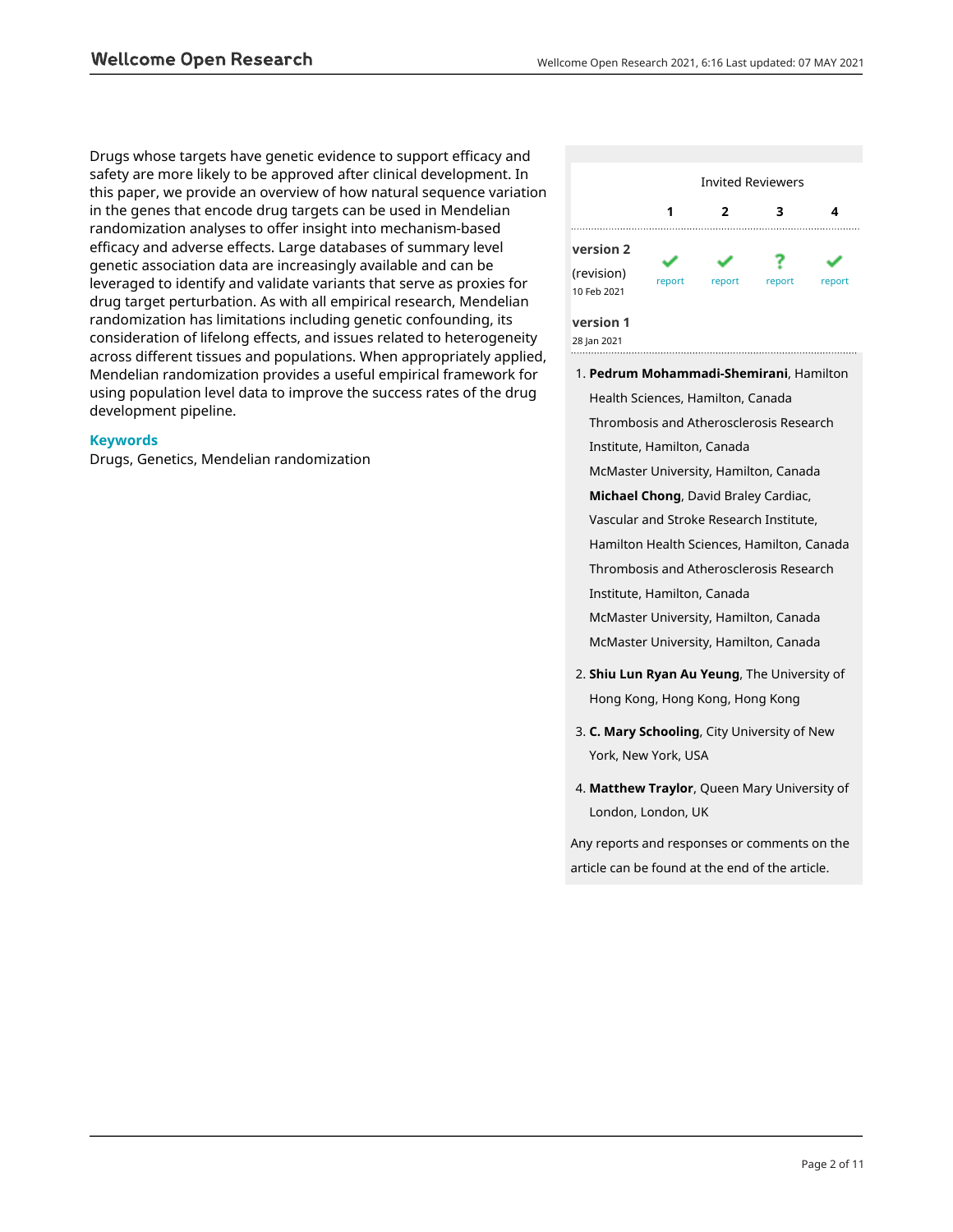Drugs whose targets have genetic evidence to support efficacy and safety are more likely to be approved after clinical development. In this paper, we provide an overview of how natural sequence variation in the genes that encode drug targets can be used in Mendelian randomization analyses to offer insight into mechanism-based efficacy and adverse effects. Large databases of summary level genetic association data are increasingly available and can be leveraged to identify and validate variants that serve as proxies for drug target perturbation. As with all empirical research, Mendelian randomization has limitations including genetic confounding, its consideration of lifelong effects, and issues related to heterogeneity across different tissues and populations. When appropriately applied, Mendelian randomization provides a useful empirical framework for using population level data to improve the success rates of the drug development pipeline.

### Keywords

Drugs, Genetics, Mendelian randomization

**Invited Reviewers**

| | 1 | 2 | 3 | 4 |
|---|---|---|---|---|
| **version 2** (revision) 10 Feb 2021 | ✓ report | ✓ report | ? report | ✓ report |
| **version 1** 28 Jan 2021 | | | | |

1. **Pedrum Mohammadi-Shemirani**, Hamilton Health Sciences, Hamilton, Canada
   Thrombosis and Atherosclerosis Research Institute, Hamilton, Canada
   McMaster University, Hamilton, Canada
   **Michael Chong**, David Braley Cardiac, Vascular and Stroke Research Institute, Hamilton Health Sciences, Hamilton, Canada
   Thrombosis and Atherosclerosis Research Institute, Hamilton, Canada
   McMaster University, Hamilton, Canada
   McMaster University, Hamilton, Canada
2. **Shiu Lun Ryan Au Yeung**, The University of Hong Kong, Hong Kong, Hong Kong
3. **C. Mary Schooling**, City University of New York, New York, USA
4. **Matthew Traylor**, Queen Mary University of London, London, UK

Any reports and responses or comments on the article can be found at the end of the article.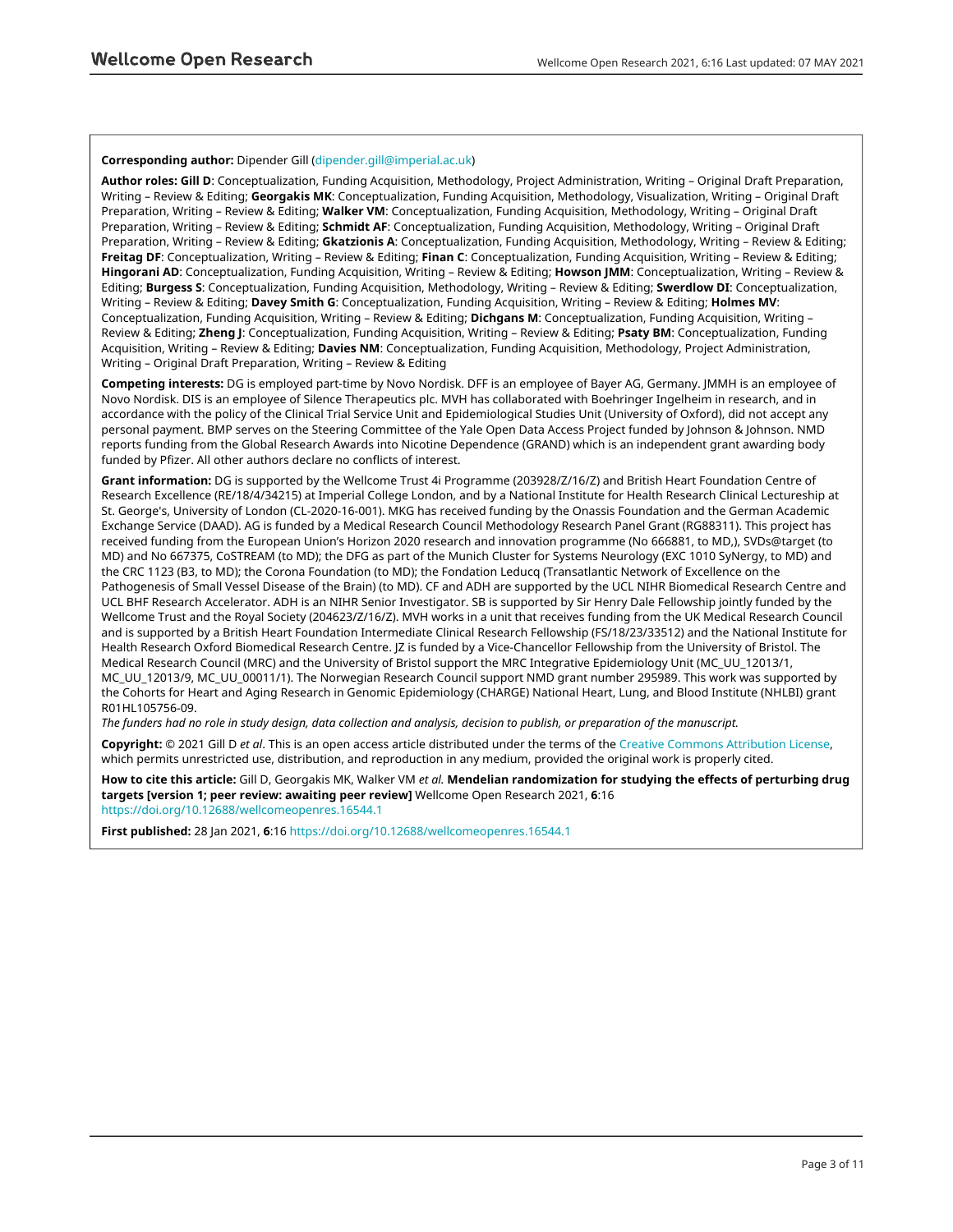**Corresponding author:** Dipender Gill (dipender.gill@imperial.ac.uk)

**Author roles: Gill D**: Conceptualization, Funding Acquisition, Methodology, Project Administration, Writing – Original Draft Preparation, Writing – Review & Editing; **Georgakis MK**: Conceptualization, Funding Acquisition, Methodology, Visualization, Writing – Original Draft Preparation, Writing – Review & Editing; **Walker VM**: Conceptualization, Funding Acquisition, Methodology, Writing – Original Draft Preparation, Writing – Review & Editing; **Schmidt AF**: Conceptualization, Funding Acquisition, Methodology, Writing – Original Draft Preparation, Writing – Review & Editing; **Gkatzionis A**: Conceptualization, Funding Acquisition, Methodology, Writing – Review & Editing; **Freitag DF**: Conceptualization, Writing – Review & Editing; **Finan C**: Conceptualization, Funding Acquisition, Writing – Review & Editing; **Hingorani AD**: Conceptualization, Funding Acquisition, Writing – Review & Editing; **Howson JMM**: Conceptualization, Writing – Review & Editing; **Burgess S**: Conceptualization, Funding Acquisition, Methodology, Writing – Review & Editing; **Swerdlow DI**: Conceptualization, Writing – Review & Editing; **Davey Smith G**: Conceptualization, Funding Acquisition, Writing – Review & Editing; **Holmes MV**: Conceptualization, Funding Acquisition, Writing – Review & Editing; **Dichgans M**: Conceptualization, Funding Acquisition, Writing – Review & Editing; **Zheng J**: Conceptualization, Funding Acquisition, Writing – Review & Editing; **Psaty BM**: Conceptualization, Funding Acquisition, Writing – Review & Editing; **Davies NM**: Conceptualization, Funding Acquisition, Methodology, Project Administration, Writing – Original Draft Preparation, Writing – Review & Editing

**Competing interests:** DG is employed part-time by Novo Nordisk. DFF is an employee of Bayer AG, Germany. JMMH is an employee of Novo Nordisk. DIS is an employee of Silence Therapeutics plc. MVH has collaborated with Boehringer Ingelheim in research, and in accordance with the policy of the Clinical Trial Service Unit and Epidemiological Studies Unit (University of Oxford), did not accept any personal payment. BMP serves on the Steering Committee of the Yale Open Data Access Project funded by Johnson & Johnson. NMD reports funding from the Global Research Awards into Nicotine Dependence (GRAND) which is an independent grant awarding body funded by Pfizer. All other authors declare no conflicts of interest.

**Grant information:** DG is supported by the Wellcome Trust 4i Programme (203928/Z/16/Z) and British Heart Foundation Centre of Research Excellence (RE/18/4/34215) at Imperial College London, and by a National Institute for Health Research Clinical Lectureship at St. George's, University of London (CL-2020-16-001). MKG has received funding by the Onassis Foundation and the German Academic Exchange Service (DAAD). AG is funded by a Medical Research Council Methodology Research Panel Grant (RG88311). This project has received funding from the European Union's Horizon 2020 research and innovation programme (No 666881, to MD,), SVDs@target (to MD) and No 667375, CoSTREAM (to MD); the DFG as part of the Munich Cluster for Systems Neurology (EXC 1010 SyNergy, to MD) and the CRC 1123 (B3, to MD); the Corona Foundation (to MD); the Fondation Leducq (Transatlantic Network of Excellence on the Pathogenesis of Small Vessel Disease of the Brain) (to MD). CF and ADH are supported by the UCL NIHR Biomedical Research Centre and UCL BHF Research Accelerator. ADH is an NIHR Senior Investigator. SB is supported by Sir Henry Dale Fellowship jointly funded by the Wellcome Trust and the Royal Society (204623/Z/16/Z). MVH works in a unit that receives funding from the UK Medical Research Council and is supported by a British Heart Foundation Intermediate Clinical Research Fellowship (FS/18/23/33512) and the National Institute for Health Research Oxford Biomedical Research Centre. JZ is funded by a Vice-Chancellor Fellowship from the University of Bristol. The Medical Research Council (MRC) and the University of Bristol support the MRC Integrative Epidemiology Unit (MC_UU_12013/1, MC_UU_12013/9, MC_UU_00011/1). The Norwegian Research Council support NMD grant number 295989. This work was supported by the Cohorts for Heart and Aging Research in Genomic Epidemiology (CHARGE) National Heart, Lung, and Blood Institute (NHLBI) grant R01HL105756-09.

*The funders had no role in study design, data collection and analysis, decision to publish, or preparation of the manuscript.*

**Copyright:** © 2021 Gill D *et al*. This is an open access article distributed under the terms of the Creative Commons Attribution License, which permits unrestricted use, distribution, and reproduction in any medium, provided the original work is properly cited.

**How to cite this article:** Gill D, Georgakis MK, Walker VM *et al.* **Mendelian randomization for studying the effects of perturbing drug targets [version 1; peer review: awaiting peer review]** Wellcome Open Research 2021, **6**:16 https://doi.org/10.12688/wellcomeopenres.16544.1

**First published:** 28 Jan 2021, **6**:16 https://doi.org/10.12688/wellcomeopenres.16544.1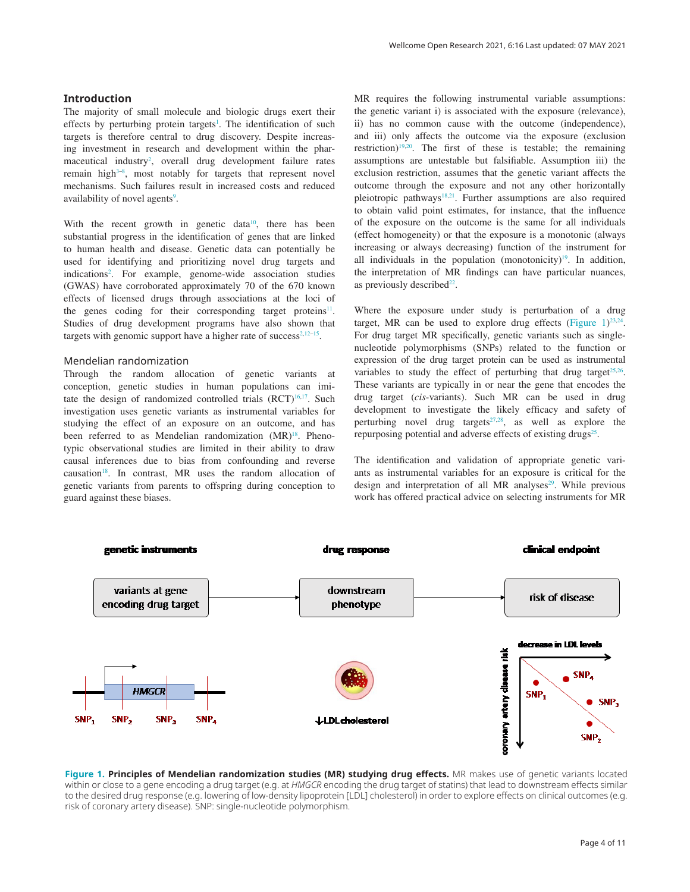## Introduction

The majority of small molecule and biologic drugs exert their effects by perturbing protein targets[1]. The identification of such targets is therefore central to drug discovery. Despite increasing investment in research and development within the pharmaceutical industry[2], overall drug development failure rates remain high[3–8], most notably for targets that represent novel mechanisms. Such failures result in increased costs and reduced availability of novel agents[9].

With the recent growth in genetic data[10], there has been substantial progress in the identification of genes that are linked to human health and disease. Genetic data can potentially be used for identifying and prioritizing novel drug targets and indications[2]. For example, genome-wide association studies (GWAS) have corroborated approximately 70 of the 670 known effects of licensed drugs through associations at the loci of the genes coding for their corresponding target proteins[11]. Studies of drug development programs have also shown that targets with genomic support have a higher rate of success[2,12–15].

### Mendelian randomization

Through the random allocation of genetic variants at conception, genetic studies in human populations can imitate the design of randomized controlled trials (RCT)[16,17]. Such investigation uses genetic variants as instrumental variables for studying the effect of an exposure on an outcome, and has been referred to as Mendelian randomization (MR)[18]. Phenotypic observational studies are limited in their ability to draw causal inferences due to bias from confounding and reverse causation[18]. In contrast, MR uses the random allocation of genetic variants from parents to offspring during conception to guard against these biases.

MR requires the following instrumental variable assumptions: the genetic variant i) is associated with the exposure (relevance), ii) has no common cause with the outcome (independence), and iii) only affects the outcome via the exposure (exclusion restriction)[19,20]. The first of these is testable; the remaining assumptions are untestable but falsifiable. Assumption iii) the exclusion restriction, assumes that the genetic variant affects the outcome through the exposure and not any other horizontally pleiotropic pathways[18,21]. Further assumptions are also required to obtain valid point estimates, for instance, that the influence of the exposure on the outcome is the same for all individuals (effect homogeneity) or that the exposure is a monotonic (always increasing or always decreasing) function of the instrument for all individuals in the population (monotonicity)[19]. In addition, the interpretation of MR findings can have particular nuances, as previously described[22].

Where the exposure under study is perturbation of a drug target, MR can be used to explore drug effects (Figure 1)[23,24]. For drug target MR specifically, genetic variants such as single-nucleotide polymorphisms (SNPs) related to the function or expression of the drug target protein can be used as instrumental variables to study the effect of perturbing that drug target[25,26]. These variants are typically in or near the gene that encodes the drug target (*cis*-variants). Such MR can be used in drug development to investigate the likely efficacy and safety of perturbing novel drug targets[27,28], as well as explore the repurposing potential and adverse effects of existing drugs[25].

The identification and validation of appropriate genetic variants as instrumental variables for an exposure is critical for the design and interpretation of all MR analyses[29]. While previous work has offered practical advice on selecting instruments for MR

**Figure 1. Principles of Mendelian randomization studies (MR) studying drug effects.** MR makes use of genetic variants located within or close to a gene encoding a drug target (e.g. at *HMGCR* encoding the drug target of statins) that lead to downstream effects similar to the desired drug response (e.g. lowering of low-density lipoprotein [LDL] cholesterol) in order to explore effects on clinical outcomes (e.g. risk of coronary artery disease). SNP: single-nucleotide polymorphism.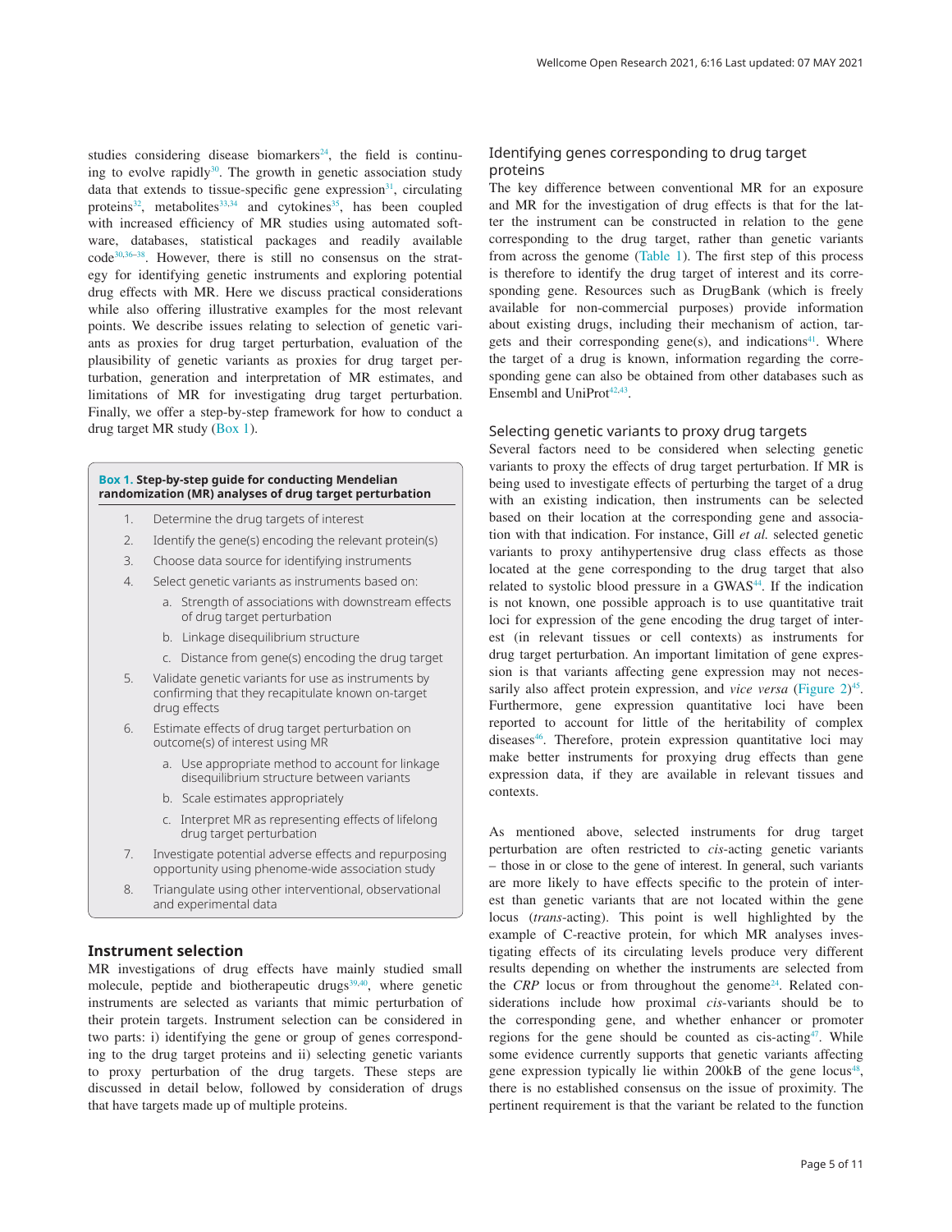studies considering disease biomarkers[24], the field is continuing to evolve rapidly[30]. The growth in genetic association study data that extends to tissue-specific gene expression[31], circulating proteins[32], metabolites[33,34] and cytokines[35], has been coupled with increased efficiency of MR studies using automated software, databases, statistical packages and readily available code[30,36–38]. However, there is still no consensus on the strategy for identifying genetic instruments and exploring potential drug effects with MR. Here we discuss practical considerations while also offering illustrative examples for the most relevant points. We describe issues relating to selection of genetic variants as proxies for drug target perturbation, evaluation of the plausibility of genetic variants as proxies for drug target perturbation, generation and interpretation of MR estimates, and limitations of MR for investigating drug target perturbation. Finally, we offer a step-by-step framework for how to conduct a drug target MR study (Box 1).

**Box 1. Step-by-step guide for conducting Mendelian randomization (MR) analyses of drug target perturbation**

1. Determine the drug targets of interest
2. Identify the gene(s) encoding the relevant protein(s)
3. Choose data source for identifying instruments
4. Select genetic variants as instruments based on:
    a. Strength of associations with downstream effects of drug target perturbation
    b. Linkage disequilibrium structure
    c. Distance from gene(s) encoding the drug target
5. Validate genetic variants for use as instruments by confirming that they recapitulate known on-target drug effects
6. Estimate effects of drug target perturbation on outcome(s) of interest using MR
    a. Use appropriate method to account for linkage disequilibrium structure between variants
    b. Scale estimates appropriately
    c. Interpret MR as representing effects of lifelong drug target perturbation
7. Investigate potential adverse effects and repurposing opportunity using phenome-wide association study
8. Triangulate using other interventional, observational and experimental data

## Instrument selection

MR investigations of drug effects have mainly studied small molecule, peptide and biotherapeutic drugs[39,40], where genetic instruments are selected as variants that mimic perturbation of their protein targets. Instrument selection can be considered in two parts: i) identifying the gene or group of genes corresponding to the drug target proteins and ii) selecting genetic variants to proxy perturbation of the drug targets. These steps are discussed in detail below, followed by consideration of drugs that have targets made up of multiple proteins.

### Identifying genes corresponding to drug target proteins

The key difference between conventional MR for an exposure and MR for the investigation of drug effects is that for the latter the instrument can be constructed in relation to the gene corresponding to the drug target, rather than genetic variants from across the genome (Table 1). The first step of this process is therefore to identify the drug target of interest and its corresponding gene. Resources such as DrugBank (which is freely available for non-commercial purposes) provide information about existing drugs, including their mechanism of action, targets and their corresponding gene(s), and indications[41]. Where the target of a drug is known, information regarding the corresponding gene can also be obtained from other databases such as Ensembl and UniProt[42,43].

### Selecting genetic variants to proxy drug targets

Several factors need to be considered when selecting genetic variants to proxy the effects of drug target perturbation. If MR is being used to investigate effects of perturbing the target of a drug with an existing indication, then instruments can be selected based on their location at the corresponding gene and association with that indication. For instance, Gill *et al.* selected genetic variants to proxy antihypertensive drug class effects as those located at the gene corresponding to the drug target that also related to systolic blood pressure in a GWAS[44]. If the indication is not known, one possible approach is to use quantitative trait loci for expression of the gene encoding the drug target of interest (in relevant tissues or cell contexts) as instruments for drug target perturbation. An important limitation of gene expression is that variants affecting gene expression may not necessarily also affect protein expression, and *vice versa* (Figure 2)[45]. Furthermore, gene expression quantitative loci have been reported to account for little of the heritability of complex diseases[46]. Therefore, protein expression quantitative loci may make better instruments for proxying drug effects than gene expression data, if they are available in relevant tissues and contexts.

As mentioned above, selected instruments for drug target perturbation are often restricted to *cis*-acting genetic variants – those in or close to the gene of interest. In general, such variants are more likely to have effects specific to the protein of interest than genetic variants that are not located within the gene locus (*trans*-acting). This point is well highlighted by the example of C-reactive protein, for which MR analyses investigating effects of its circulating levels produce very different results depending on whether the instruments are selected from the *CRP* locus or from throughout the genome[24]. Related considerations include how proximal *cis*-variants should be to the corresponding gene, and whether enhancer or promoter regions for the gene should be counted as cis-acting[47]. While some evidence currently supports that genetic variants affecting gene expression typically lie within 200kB of the gene locus[48], there is no established consensus on the issue of proximity. The pertinent requirement is that the variant be related to the function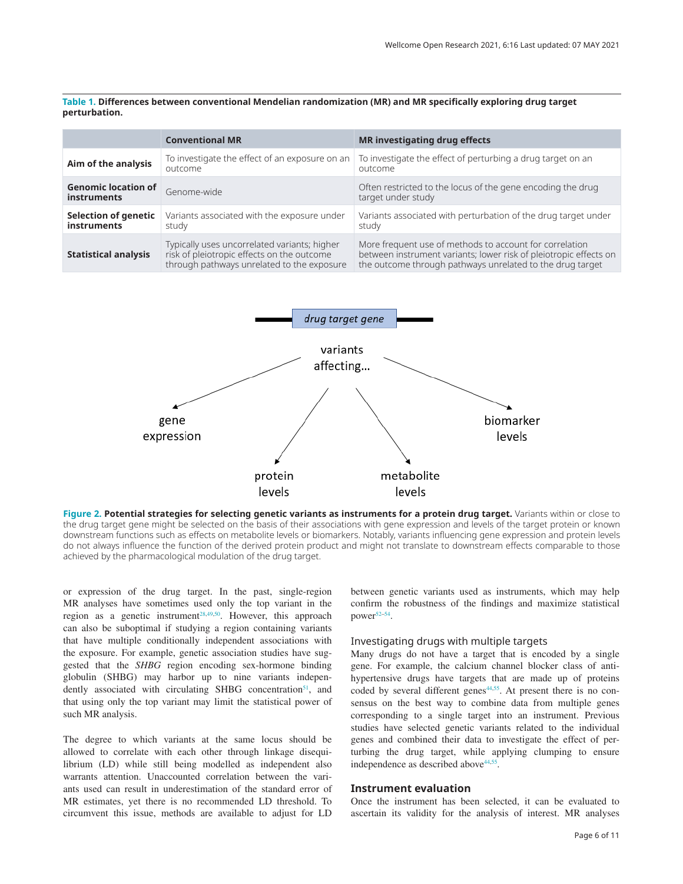**Table 1. Differences between conventional Mendelian randomization (MR) and MR specifically exploring drug target perturbation.**

| | Conventional MR | MR investigating drug effects |
|---|---|---|
| **Aim of the analysis** | To investigate the effect of an exposure on an outcome | To investigate the effect of perturbing a drug target on an outcome |
| **Genomic location of instruments** | Genome-wide | Often restricted to the locus of the gene encoding the drug target under study |
| **Selection of genetic instruments** | Variants associated with the exposure under study | Variants associated with perturbation of the drug target under study |
| **Statistical analysis** | Typically uses uncorrelated variants; higher risk of pleiotropic effects on the outcome through pathways unrelated to the exposure | More frequent use of methods to account for correlation between instrument variants; lower risk of pleiotropic effects on the outcome through pathways unrelated to the drug target |

drug target gene

variants affecting...

gene expression

protein levels

metabolite levels

biomarker levels

**Figure 2. Potential strategies for selecting genetic variants as instruments for a protein drug target.** Variants within or close to the drug target gene might be selected on the basis of their associations with gene expression and levels of the target protein or known downstream functions such as effects on metabolite levels or biomarkers. Notably, variants influencing gene expression and protein levels do not always influence the function of the derived protein product and might not translate to downstream effects comparable to those achieved by the pharmacological modulation of the drug target.

or expression of the drug target. In the past, single-region MR analyses have sometimes used only the top variant in the region as a genetic instrument[28,49,50]. However, this approach can also be suboptimal if studying a region containing variants that have multiple conditionally independent associations with the exposure. For example, genetic association studies have suggested that the *SHBG* region encoding sex-hormone binding globulin (SHBG) may harbor up to nine variants independently associated with circulating SHBG concentration[51], and that using only the top variant may limit the statistical power of such MR analysis.

The degree to which variants at the same locus should be allowed to correlate with each other through linkage disequilibrium (LD) while still being modelled as independent also warrants attention. Unaccounted correlation between the variants used can result in underestimation of the standard error of MR estimates, yet there is no recommended LD threshold. To circumvent this issue, methods are available to adjust for LD between genetic variants used as instruments, which may help confirm the robustness of the findings and maximize statistical power[52–54].

### Investigating drugs with multiple targets

Many drugs do not have a target that is encoded by a single gene. For example, the calcium channel blocker class of antihypertensive drugs have targets that are made up of proteins coded by several different genes[44,55]. At present there is no consensus on the best way to combine data from multiple genes corresponding to a single target into an instrument. Previous studies have selected genetic variants related to the individual genes and combined their data to investigate the effect of perturbing the drug target, while applying clumping to ensure independence as described above[44,55].

## Instrument evaluation

Once the instrument has been selected, it can be evaluated to ascertain its validity for the analysis of interest. MR analyses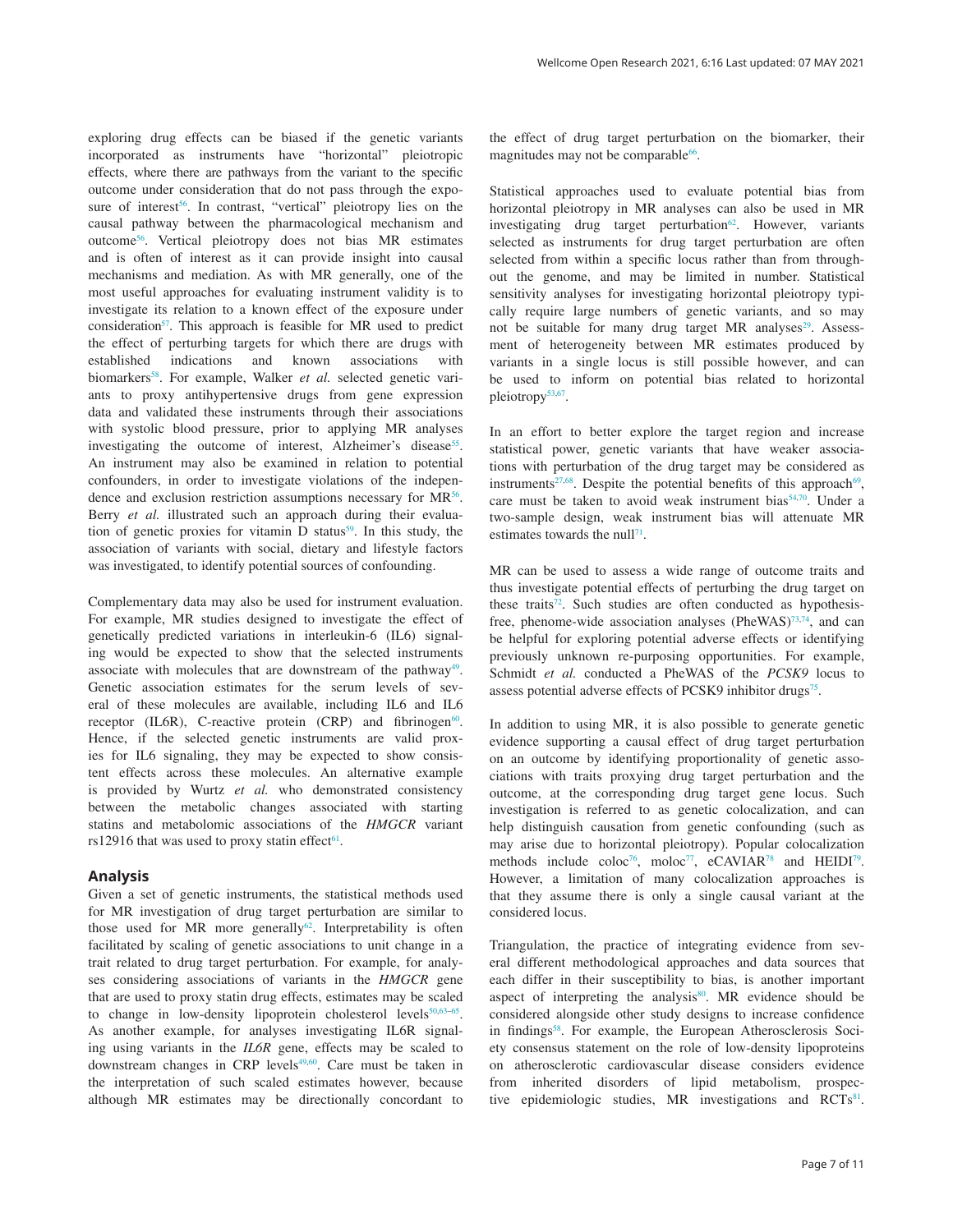exploring drug effects can be biased if the genetic variants incorporated as instruments have "horizontal" pleiotropic effects, where there are pathways from the variant to the specific outcome under consideration that do not pass through the exposure of interest[56]. In contrast, "vertical" pleiotropy lies on the causal pathway between the pharmacological mechanism and outcome[56]. Vertical pleiotropy does not bias MR estimates and is often of interest as it can provide insight into causal mechanisms and mediation. As with MR generally, one of the most useful approaches for evaluating instrument validity is to investigate its relation to a known effect of the exposure under consideration[57]. This approach is feasible for MR used to predict the effect of perturbing targets for which there are drugs with established indications and known associations with biomarkers[58]. For example, Walker *et al.* selected genetic variants to proxy antihypertensive drugs from gene expression data and validated these instruments through their associations with systolic blood pressure, prior to applying MR analyses investigating the outcome of interest, Alzheimer's disease[55]. An instrument may also be examined in relation to potential confounders, in order to investigate violations of the independence and exclusion restriction assumptions necessary for MR[56]. Berry *et al.* illustrated such an approach during their evaluation of genetic proxies for vitamin D status[59]. In this study, the association of variants with social, dietary and lifestyle factors was investigated, to identify potential sources of confounding.

Complementary data may also be used for instrument evaluation. For example, MR studies designed to investigate the effect of genetically predicted variations in interleukin-6 (IL6) signaling would be expected to show that the selected instruments associate with molecules that are downstream of the pathway[49]. Genetic association estimates for the serum levels of several of these molecules are available, including IL6 and IL6 receptor (IL6R), C-reactive protein (CRP) and fibrinogen[60]. Hence, if the selected genetic instruments are valid proxies for IL6 signaling, they may be expected to show consistent effects across these molecules. An alternative example is provided by Wurtz *et al.* who demonstrated consistency between the metabolic changes associated with starting statins and metabolomic associations of the *HMGCR* variant rs12916 that was used to proxy statin effect[61].

## Analysis

Given a set of genetic instruments, the statistical methods used for MR investigation of drug target perturbation are similar to those used for MR more generally[62]. Interpretability is often facilitated by scaling of genetic associations to unit change in a trait related to drug target perturbation. For example, for analyses considering associations of variants in the *HMGCR* gene that are used to proxy statin drug effects, estimates may be scaled to change in low-density lipoprotein cholesterol levels[50,63–65]. As another example, for analyses investigating IL6R signaling using variants in the *IL6R* gene, effects may be scaled to downstream changes in CRP levels[49,60]. Care must be taken in the interpretation of such scaled estimates however, because although MR estimates may be directionally concordant to the effect of drug target perturbation on the biomarker, their magnitudes may not be comparable[66].

Statistical approaches used to evaluate potential bias from horizontal pleiotropy in MR analyses can also be used in MR investigating drug target perturbation[62]. However, variants selected as instruments for drug target perturbation are often selected from within a specific locus rather than from throughout the genome, and may be limited in number. Statistical sensitivity analyses for investigating horizontal pleiotropy typically require large numbers of genetic variants, and so may not be suitable for many drug target MR analyses[29]. Assessment of heterogeneity between MR estimates produced by variants in a single locus is still possible however, and can be used to inform on potential bias related to horizontal pleiotropy[53,67].

In an effort to better explore the target region and increase statistical power, genetic variants that have weaker associations with perturbation of the drug target may be considered as instruments[27,68]. Despite the potential benefits of this approach[69], care must be taken to avoid weak instrument bias[54,70]. Under a two-sample design, weak instrument bias will attenuate MR estimates towards the null[71].

MR can be used to assess a wide range of outcome traits and thus investigate potential effects of perturbing the drug target on these traits[72]. Such studies are often conducted as hypothesis-free, phenome-wide association analyses (PheWAS)[73,74], and can be helpful for exploring potential adverse effects or identifying previously unknown re-purposing opportunities. For example, Schmidt *et al.* conducted a PheWAS of the *PCSK9* locus to assess potential adverse effects of PCSK9 inhibitor drugs[75].

In addition to using MR, it is also possible to generate genetic evidence supporting a causal effect of drug target perturbation on an outcome by identifying proportionality of genetic associations with traits proxying drug target perturbation and the outcome, at the corresponding drug target gene locus. Such investigation is referred to as genetic colocalization, and can help distinguish causation from genetic confounding (such as may arise due to horizontal pleiotropy). Popular colocalization methods include coloc[76], moloc[77], eCAVIAR[78] and HEIDI[79]. However, a limitation of many colocalization approaches is that they assume there is only a single causal variant at the considered locus.

Triangulation, the practice of integrating evidence from several different methodological approaches and data sources that each differ in their susceptibility to bias, is another important aspect of interpreting the analysis[80]. MR evidence should be considered alongside other study designs to increase confidence in findings[58]. For example, the European Atherosclerosis Society consensus statement on the role of low-density lipoproteins on atherosclerotic cardiovascular disease considers evidence from inherited disorders of lipid metabolism, prospective epidemiologic studies, MR investigations and RCTs[81].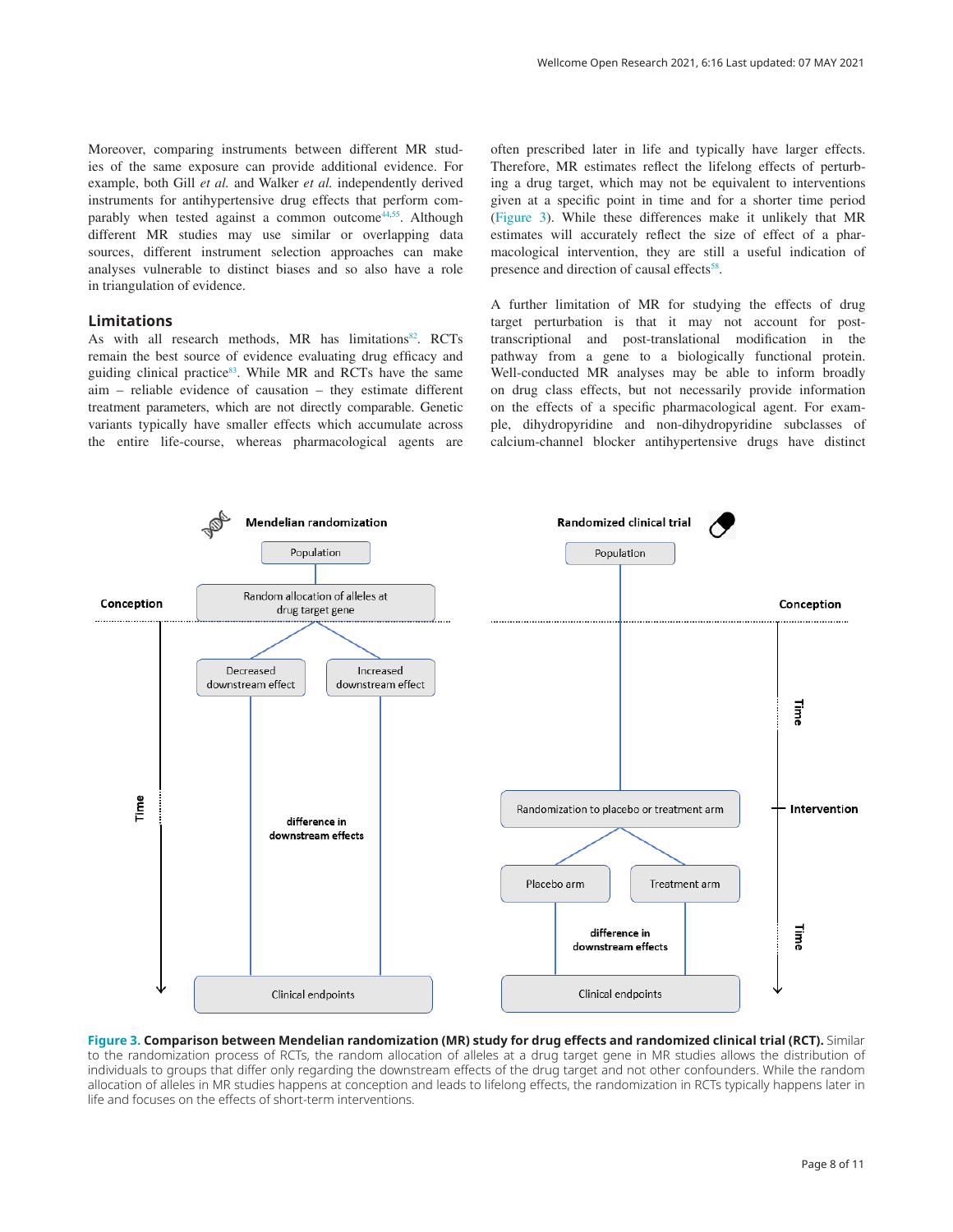Moreover, comparing instruments between different MR studies of the same exposure can provide additional evidence. For example, both Gill *et al.* and Walker *et al.* independently derived instruments for antihypertensive drug effects that perform comparably when tested against a common outcome[44,55]. Although different MR studies may use similar or overlapping data sources, different instrument selection approaches can make analyses vulnerable to distinct biases and so also have a role in triangulation of evidence.

## Limitations

As with all research methods, MR has limitations[82]. RCTs remain the best source of evidence evaluating drug efficacy and guiding clinical practice[83]. While MR and RCTs have the same aim – reliable evidence of causation – they estimate different treatment parameters, which are not directly comparable. Genetic variants typically have smaller effects which accumulate across the entire life-course, whereas pharmacological agents are often prescribed later in life and typically have larger effects. Therefore, MR estimates reflect the lifelong effects of perturbing a drug target, which may not be equivalent to interventions given at a specific point in time and for a shorter time period (Figure 3). While these differences make it unlikely that MR estimates will accurately reflect the size of effect of a pharmacological intervention, they are still a useful indication of presence and direction of causal effects[58].

A further limitation of MR for studying the effects of drug target perturbation is that it may not account for post-transcriptional and post-translational modification in the pathway from a gene to a biologically functional protein. Well-conducted MR analyses may be able to inform broadly on drug class effects, but not necessarily provide information on the effects of a specific pharmacological agent. For example, dihydropyridine and non-dihydropyridine subclasses of calcium-channel blocker antihypertensive drugs have distinct

**Figure 3. Comparison between Mendelian randomization (MR) study for drug effects and randomized clinical trial (RCT).** Similar to the randomization process of RCTs, the random allocation of alleles at a drug target gene in MR studies allows the distribution of individuals to groups that differ only regarding the downstream effects of the drug target and not other confounders. While the random allocation of alleles in MR studies happens at conception and leads to lifelong effects, the randomization in RCTs typically happens later in life and focuses on the effects of short-term interventions.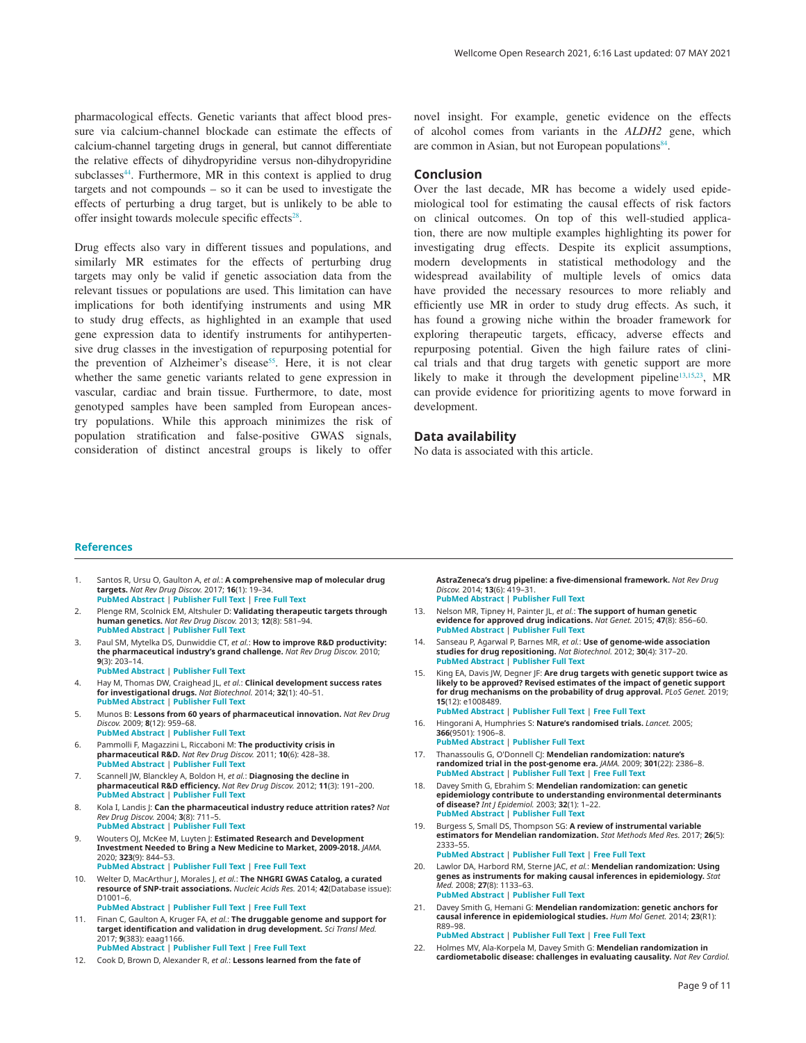pharmacological effects. Genetic variants that affect blood pressure via calcium-channel blockade can estimate the effects of calcium-channel targeting drugs in general, but cannot differentiate the relative effects of dihydropyridine versus non-dihydropyridine subclasses[44]. Furthermore, MR in this context is applied to drug targets and not compounds – so it can be used to investigate the effects of perturbing a drug target, but is unlikely to be able to offer insight towards molecule specific effects[28].

Drug effects also vary in different tissues and populations, and similarly MR estimates for the effects of perturbing drug targets may only be valid if genetic association data from the relevant tissues or populations are used. This limitation can have implications for both identifying instruments and using MR to study drug effects, as highlighted in an example that used gene expression data to identify instruments for antihypertensive drug classes in the investigation of repurposing potential for the prevention of Alzheimer's disease[55]. Here, it is not clear whether the same genetic variants related to gene expression in vascular, cardiac and brain tissue. Furthermore, to date, most genotyped samples have been sampled from European ancestry populations. While this approach minimizes the risk of population stratification and false-positive GWAS signals, consideration of distinct ancestral groups is likely to offer novel insight. For example, genetic evidence on the effects of alcohol comes from variants in the *ALDH2* gene, which are common in Asian, but not European populations[84].

## Conclusion

Over the last decade, MR has become a widely used epidemiological tool for estimating the causal effects of risk factors on clinical outcomes. On top of this well-studied application, there are now multiple examples highlighting its power for investigating drug effects. Despite its explicit assumptions, modern developments in statistical methodology and the widespread availability of multiple levels of omics data have provided the necessary resources to more reliably and efficiently use MR in order to study drug effects. As such, it has found a growing niche within the broader framework for exploring therapeutic targets, efficacy, adverse effects and repurposing potential. Given the high failure rates of clinical trials and that drug targets with genetic support are more likely to make it through the development pipeline[13,15,23], MR can provide evidence for prioritizing agents to move forward in development.

## Data availability

No data is associated with this article.

## References

1. Santos R, Ursu O, Gaulton A, *et al.*: **A comprehensive map of molecular drug targets.** *Nat Rev Drug Discov.* 2017; **16**(1): 19–34.
**PubMed Abstract** | **Publisher Full Text** | **Free Full Text**

2. Plenge RM, Scolnick EM, Altshuler D: **Validating therapeutic targets through human genetics.** *Nat Rev Drug Discov.* 2013; **12**(8): 581–94.
**PubMed Abstract** | **Publisher Full Text**

3. Paul SM, Mytelka DS, Dunwiddie CT, *et al.*: **How to improve R&D productivity: the pharmaceutical industry's grand challenge.** *Nat Rev Drug Discov.* 2010; **9**(3): 203–14.
**PubMed Abstract** | **Publisher Full Text**

4. Hay M, Thomas DW, Craighead JL, *et al.*: **Clinical development success rates for investigational drugs.** *Nat Biotechnol.* 2014; **32**(1): 40–51.
**PubMed Abstract** | **Publisher Full Text**

5. Munos B: **Lessons from 60 years of pharmaceutical innovation.** *Nat Rev Drug Discov.* 2009; **8**(12): 959–68.
**PubMed Abstract** | **Publisher Full Text**

6. Pammolli F, Magazzini L, Riccaboni M: **The productivity crisis in pharmaceutical R&D.** *Nat Rev Drug Discov.* 2011; **10**(6): 428–38.
**PubMed Abstract** | **Publisher Full Text**

7. Scannell JW, Blanckley A, Boldon H, *et al.*: **Diagnosing the decline in pharmaceutical R&D efficiency.** *Nat Rev Drug Discov.* 2012; **11**(3): 191–200.
**PubMed Abstract** | **Publisher Full Text**

8. Kola I, Landis J: **Can the pharmaceutical industry reduce attrition rates?** *Nat Rev Drug Discov.* 2004; **3**(8): 711–5.
**PubMed Abstract** | **Publisher Full Text**

9. Wouters OJ, McKee M, Luyten J: **Estimated Research and Development Investment Needed to Bring a New Medicine to Market, 2009-2018.** *JAMA.* 2020; **323**(9): 844–53.
**PubMed Abstract** | **Publisher Full Text** | **Free Full Text**

10. Welter D, MacArthur J, Morales J, *et al.*: **The NHGRI GWAS Catalog, a curated resource of SNP-trait associations.** *Nucleic Acids Res.* 2014; **42**(Database issue): D1001–6.
**PubMed Abstract** | **Publisher Full Text** | **Free Full Text**

11. Finan C, Gaulton A, Kruger FA, *et al.*: **The druggable genome and support for target identification and validation in drug development.** *Sci Transl Med.* 2017; **9**(383): eaag1166.
**PubMed Abstract** | **Publisher Full Text** | **Free Full Text**

12. Cook D, Brown D, Alexander R, *et al.*: **Lessons learned from the fate of AstraZeneca's drug pipeline: a five-dimensional framework.** *Nat Rev Drug Discov.* 2014; **13**(6): 419–31.
**PubMed Abstract** | **Publisher Full Text**

13. Nelson MR, Tipney H, Painter JL, *et al.*: **The support of human genetic evidence for approved drug indications.** *Nat Genet.* 2015; **47**(8): 856–60.
**PubMed Abstract** | **Publisher Full Text**

14. Sanseau P, Agarwal P, Barnes MR, *et al.*: **Use of genome-wide association studies for drug repositioning.** *Nat Biotechnol.* 2012; **30**(4): 317–20.
**PubMed Abstract** | **Publisher Full Text**

15. King EA, Davis JW, Degner JF: **Are drug targets with genetic support twice as likely to be approved? Revised estimates of the impact of genetic support for drug mechanisms on the probability of drug approval.** *PLoS Genet.* 2019; **15**(12): e1008489.
**PubMed Abstract** | **Publisher Full Text** | **Free Full Text**

16. Hingorani A, Humphries S: **Nature's randomised trials.** *Lancet.* 2005; **366**(9501): 1906–8.
**PubMed Abstract** | **Publisher Full Text**

17. Thanassoulis G, O'Donnell CJ: **Mendelian randomization: nature's randomized trial in the post-genome era.** *JAMA.* 2009; **301**(22): 2386–8.
**PubMed Abstract** | **Publisher Full Text** | **Free Full Text**

18. Davey Smith G, Ebrahim S: **Mendelian randomization: can genetic epidemiology contribute to understanding environmental determinants of disease?** *Int J Epidemiol.* 2003; **32**(1): 1–22.
**PubMed Abstract** | **Publisher Full Text**

19. Burgess S, Small DS, Thompson SG: **A review of instrumental variable estimators for Mendelian randomization.** *Stat Methods Med Res.* 2017; **26**(5): 2333–55.
**PubMed Abstract** | **Publisher Full Text** | **Free Full Text**

20. Lawlor DA, Harbord RM, Sterne JAC, *et al.*: **Mendelian randomization: Using genes as instruments for making causal inferences in epidemiology.** *Stat Med.* 2008; **27**(8): 1133–63.
**PubMed Abstract** | **Publisher Full Text**

21. Davey Smith G, Hemani G: **Mendelian randomization: genetic anchors for causal inference in epidemiological studies.** *Hum Mol Genet.* 2014; **23**(R1): R89–98.
**PubMed Abstract** | **Publisher Full Text** | **Free Full Text**

22. Holmes MV, Ala-Korpela M, Davey Smith G: **Mendelian randomization in cardiometabolic disease: challenges in evaluating causality.** *Nat Rev Cardiol.*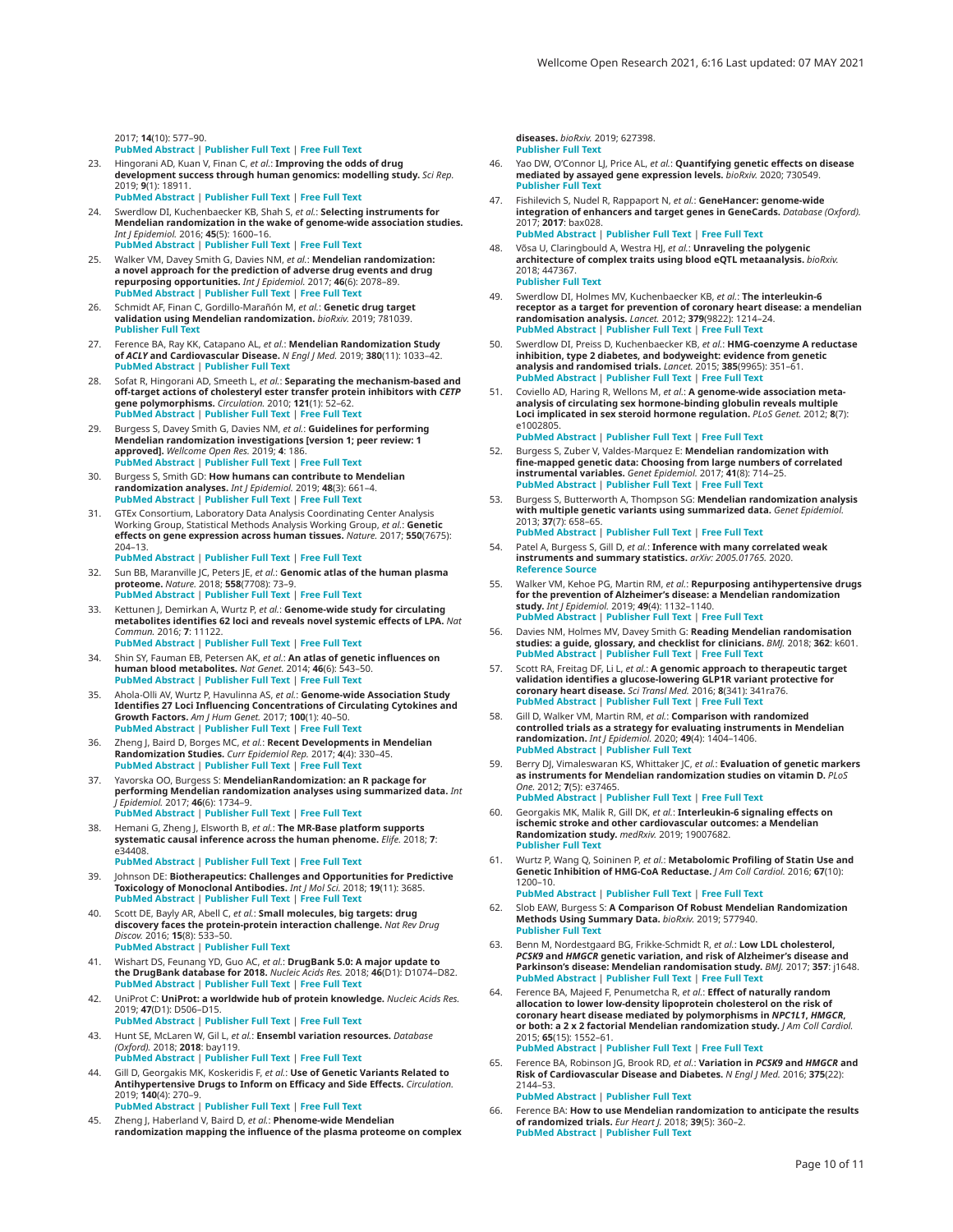2017; **14**(10): 577–90.
**PubMed Abstract** | **Publisher Full Text** | **Free Full Text**

23. Hingorani AD, Kuan V, Finan C, *et al.*: **Improving the odds of drug development success through human genomics: modelling study.** *Sci Rep.* 2019; **9**(1): 18911.
**PubMed Abstract** | **Publisher Full Text** | **Free Full Text**

24. Swerdlow DI, Kuchenbaecker KB, Shah S, *et al.*: **Selecting instruments for Mendelian randomization in the wake of genome-wide association studies.** *Int J Epidemiol.* 2016; **45**(5): 1600–16.
**PubMed Abstract** | **Publisher Full Text** | **Free Full Text**

25. Walker VM, Davey Smith G, Davies NM, *et al.*: **Mendelian randomization: a novel approach for the prediction of adverse drug events and drug repurposing opportunities.** *Int J Epidemiol.* 2017; **46**(6): 2078–89.
**PubMed Abstract** | **Publisher Full Text** | **Free Full Text**

26. Schmidt AF, Finan C, Gordillo-Marañón M, *et al.*: **Genetic drug target validation using Mendelian randomization.** *bioRxiv.* 2019; 781039.
**Publisher Full Text**

27. Ference BA, Ray KK, Catapano AL, *et al.*: **Mendelian Randomization Study of *ACLY* and Cardiovascular Disease.** *N Engl J Med.* 2019; **380**(11): 1033–42.
**PubMed Abstract** | **Publisher Full Text**

28. Sofat R, Hingorani AD, Smeeth L, *et al.*: **Separating the mechanism-based and off-target actions of cholesteryl ester transfer protein inhibitors with *CETP* gene polymorphisms.** *Circulation.* 2010; **121**(1): 52–62.
**PubMed Abstract** | **Publisher Full Text**

29. Burgess S, Davey Smith G, Davies NM, *et al.*: **Guidelines for performing Mendelian randomization investigations [version 1; peer review: 1 approved].** *Wellcome Open Res.* 2019; **4**: 186.
**PubMed Abstract** | **Publisher Full Text** | **Free Full Text**

30. Burgess S, Smith GD: **How humans can contribute to Mendelian randomization analyses.** *Int J Epidemiol.* 2019; **48**(3): 661–4.
**PubMed Abstract** | **Publisher Full Text** | **Free Full Text**

31. GTEx Consortium, Laboratory Data Analysis Coordinating Center Analysis Working Group, Statistical Methods Analysis Working Group, *et al.*: **Genetic effects on gene expression across human tissues.** *Nature.* 2017; **550**(7675): 204–13.
**PubMed Abstract** | **Publisher Full Text** | **Free Full Text**

32. Sun BB, Maranville JC, Peters JE, *et al.*: **Genomic atlas of the human plasma proteome.** *Nature.* 2018; **558**(7708): 73–9.
**PubMed Abstract** | **Publisher Full Text** | **Free Full Text**

33. Kettunen J, Demirkan A, Wurtz P, *et al.*: **Genome-wide study for circulating metabolites identifies 62 loci and reveals novel systemic effects of LPA.** *Nat Commun.* 2016; **7**: 11122.
**PubMed Abstract** | **Publisher Full Text** | **Free Full Text**

34. Shin SY, Fauman EB, Petersen AK, *et al.*: **An atlas of genetic influences on human blood metabolites.** *Nat Genet.* 2014; **46**(6): 543–50.
**PubMed Abstract** | **Publisher Full Text** | **Free Full Text**

35. Ahola-Olli AV, Wurtz P, Havulinna AS, *et al.*: **Genome-wide Association Study Identifies 27 Loci Influencing Concentrations of Circulating Cytokines and Growth Factors.** *Am J Hum Genet.* 2017; **100**(1): 40–50.
**PubMed Abstract** | **Publisher Full Text** | **Free Full Text**

36. Zheng J, Baird D, Borges MC, *et al.*: **Recent Developments in Mendelian Randomization Studies.** *Curr Epidemiol Rep.* 2017; **4**(4): 330–45.
**PubMed Abstract** | **Publisher Full Text** | **Free Full Text**

37. Yavorska OO, Burgess S: **MendelianRandomization: an R package for performing Mendelian randomization analyses using summarized data.** *Int J Epidemiol.* 2017; **46**(6): 1734–9.
**PubMed Abstract** | **Publisher Full Text** | **Free Full Text**

38. Hemani G, Zheng J, Elsworth B, *et al.*: **The MR-Base platform supports systematic causal inference across the human phenome.** *Elife.* 2018; **7**: e34408.
**PubMed Abstract** | **Publisher Full Text** | **Free Full Text**

39. Johnson DE: **Biotherapeutics: Challenges and Opportunities for Predictive Toxicology of Monoclonal Antibodies.** *Int J Mol Sci.* 2018; **19**(11): 3685.
**PubMed Abstract** | **Publisher Full Text** | **Free Full Text**

40. Scott DE, Bayly AR, Abell C, *et al.*: **Small molecules, big targets: drug discovery faces the protein-protein interaction challenge.** *Nat Rev Drug Discov.* 2016; **15**(8): 533–50.
**PubMed Abstract** | **Publisher Full Text**

41. Wishart DS, Feunang YD, Guo AC, *et al.*: **DrugBank 5.0: A major update to the DrugBank database for 2018.** *Nucleic Acids Res.* 2018; **46**(D1): D1074–D82.
**PubMed Abstract** | **Publisher Full Text** | **Free Full Text**

42. UniProt C: **UniProt: a worldwide hub of protein knowledge.** *Nucleic Acids Res.* 2019; **47**(D1): D506–D15.
**PubMed Abstract** | **Publisher Full Text** | **Free Full Text**

43. Hunt SE, McLaren W, Gil L, *et al.*: **Ensembl variation resources.** *Database (Oxford).* 2018; **2018**: bay119.
**PubMed Abstract** | **Publisher Full Text** | **Free Full Text**

44. Gill D, Georgakis MK, Koskeridis F, *et al.*: **Use of Genetic Variants Related to Antihypertensive Drugs to Inform on Efficacy and Side Effects.** *Circulation.* 2019; **140**(4): 270–9.
**PubMed Abstract** | **Publisher Full Text** | **Free Full Text**

45. Zheng J, Haberland V, Baird D, *et al.*: **Phenome-wide Mendelian randomization mapping the influence of the plasma proteome on complex diseases.** *bioRxiv.* 2019; 627398.
**Publisher Full Text**

46. Yao DW, O'Connor LJ, Price AL, *et al.*: **Quantifying genetic effects on disease mediated by assayed gene expression levels.** *bioRxiv.* 2020; 730549.
**Publisher Full Text**

47. Fishilevich S, Nudel R, Rappaport N, *et al.*: **GeneHancer: genome-wide integration of enhancers and target genes in GeneCards.** *Database (Oxford).* 2017; **2017**: bax028.
**PubMed Abstract** | **Publisher Full Text** | **Free Full Text**

48. Võsa U, Claringbould A, Westra HJ, *et al.*: **Unraveling the polygenic architecture of complex traits using blood eQTL metaanalysis.** *bioRxiv.* 2018; 447367.
**Publisher Full Text**

49. Swerdlow DI, Holmes MV, Kuchenbaecker KB, *et al.*: **The interleukin-6 receptor as a target for prevention of coronary heart disease: a mendelian randomisation analysis.** *Lancet.* 2012; **379**(9822): 1214–24.
**PubMed Abstract** | **Publisher Full Text** | **Free Full Text**

50. Swerdlow DI, Preiss D, Kuchenbaecker KB, *et al.*: **HMG-coenzyme A reductase inhibition, type 2 diabetes, and bodyweight: evidence from genetic analysis and randomised trials.** *Lancet.* 2015; **385**(9965): 351–61.
**PubMed Abstract** | **Publisher Full Text** | **Free Full Text**

51. Coviello AD, Haring R, Wellons M, *et al.*: **A genome-wide association meta-analysis of circulating sex hormone-binding globulin reveals multiple Loci implicated in sex steroid hormone regulation.** *PLoS Genet.* 2012; **8**(7): e1002805.
**PubMed Abstract** | **Publisher Full Text** | **Free Full Text**

52. Burgess S, Zuber V, Valdes-Marquez E: **Mendelian randomization with fine-mapped genetic data: Choosing from large numbers of correlated instrumental variables.** *Genet Epidemiol.* 2017; **41**(8): 714–25.
**PubMed Abstract** | **Publisher Full Text** | **Free Full Text**

53. Burgess S, Butterworth A, Thompson SG: **Mendelian randomization analysis with multiple genetic variants using summarized data.** *Genet Epidemiol.* 2013; **37**(7): 658–65.
**PubMed Abstract** | **Publisher Full Text** | **Free Full Text**

54. Patel A, Burgess S, Gill D, *et al.*: **Inference with many correlated weak instruments and summary statistics.** *arXiv: 2005.01765.* 2020.
**Reference Source**

55. Walker VM, Kehoe PG, Martin RM, *et al.*: **Repurposing antihypertensive drugs for the prevention of Alzheimer's disease: a Mendelian randomization study.** *Int J Epidemiol.* 2019; **49**(4): 1132–1140.
**PubMed Abstract** | **Publisher Full Text** | **Free Full Text**

56. Davies NM, Holmes MV, Davey Smith G: **Reading Mendelian randomisation studies: a guide, glossary, and checklist for clinicians.** *BMJ.* 2018; **362**: k601.
**PubMed Abstract** | **Publisher Full Text** | **Free Full Text**

57. Scott RA, Freitag DF, Li L, *et al.*: **A genomic approach to therapeutic target validation identifies a glucose-lowering GLP1R variant protective for coronary heart disease.** *Sci Transl Med.* 2016; **8**(341): 341ra76.
**PubMed Abstract** | **Publisher Full Text** | **Free Full Text**

58. Gill D, Walker VM, Martin RM, *et al.*: **Comparison with randomized controlled trials as a strategy for evaluating instruments in Mendelian randomization.** *Int J Epidemiol.* 2020; **49**(4): 1404–1406.
**PubMed Abstract** | **Publisher Full Text**

59. Berry DJ, Vimaleswaran KS, Whittaker JC, *et al.*: **Evaluation of genetic markers as instruments for Mendelian randomization studies on vitamin D.** *PLoS One.* 2012; **7**(5): e37465.
**PubMed Abstract** | **Publisher Full Text** | **Free Full Text**

60. Georgakis MK, Malik R, Gill DK, *et al.*: **Interleukin-6 signaling effects on ischemic stroke and other cardiovascular outcomes: a Mendelian Randomization study.** *medRxiv.* 2019; 19007682.
**Publisher Full Text**

61. Wurtz P, Wang Q, Soininen P, *et al.*: **Metabolomic Profiling of Statin Use and Genetic Inhibition of HMG-CoA Reductase.** *J Am Coll Cardiol.* 2016; **67**(10): 1200–10.
**PubMed Abstract** | **Publisher Full Text** | **Free Full Text**

62. Slob EAW, Burgess S: **A Comparison Of Robust Mendelian Randomization Methods Using Summary Data.** *bioRxiv.* 2019; 577940.
**Publisher Full Text**

63. Benn M, Nordestgaard BG, Frikke-Schmidt R, *et al.*: **Low LDL cholesterol, *PCSK9* and *HMGCR* genetic variation, and risk of Alzheimer's disease and Parkinson's disease: Mendelian randomisation study.** *BMJ.* 2017; **357**: j1648.
**PubMed Abstract** | **Publisher Full Text** | **Free Full Text**

64. Ference BA, Majeed F, Penumetcha R, *et al.*: **Effect of naturally random allocation to lower low-density lipoprotein cholesterol on the risk of coronary heart disease mediated by polymorphisms in *NPC1L1*, *HMGCR*, or both: a 2 x 2 factorial Mendelian randomization study.** *J Am Coll Cardiol.* 2015; **65**(15): 1552–61.
**PubMed Abstract** | **Publisher Full Text** | **Free Full Text**

65. Ference BA, Robinson JG, Brook RD, *et al.*: **Variation in *PCSK9* and *HMGCR* and Risk of Cardiovascular Disease and Diabetes.** *N Engl J Med.* 2016; **375**(22): 2144–53.
**PubMed Abstract** | **Publisher Full Text**

66. Ference BA: **How to use Mendelian randomization to anticipate the results of randomized trials.** *Eur Heart J.* 2018; **39**(5): 360–2.
**PubMed Abstract** | **Publisher Full Text**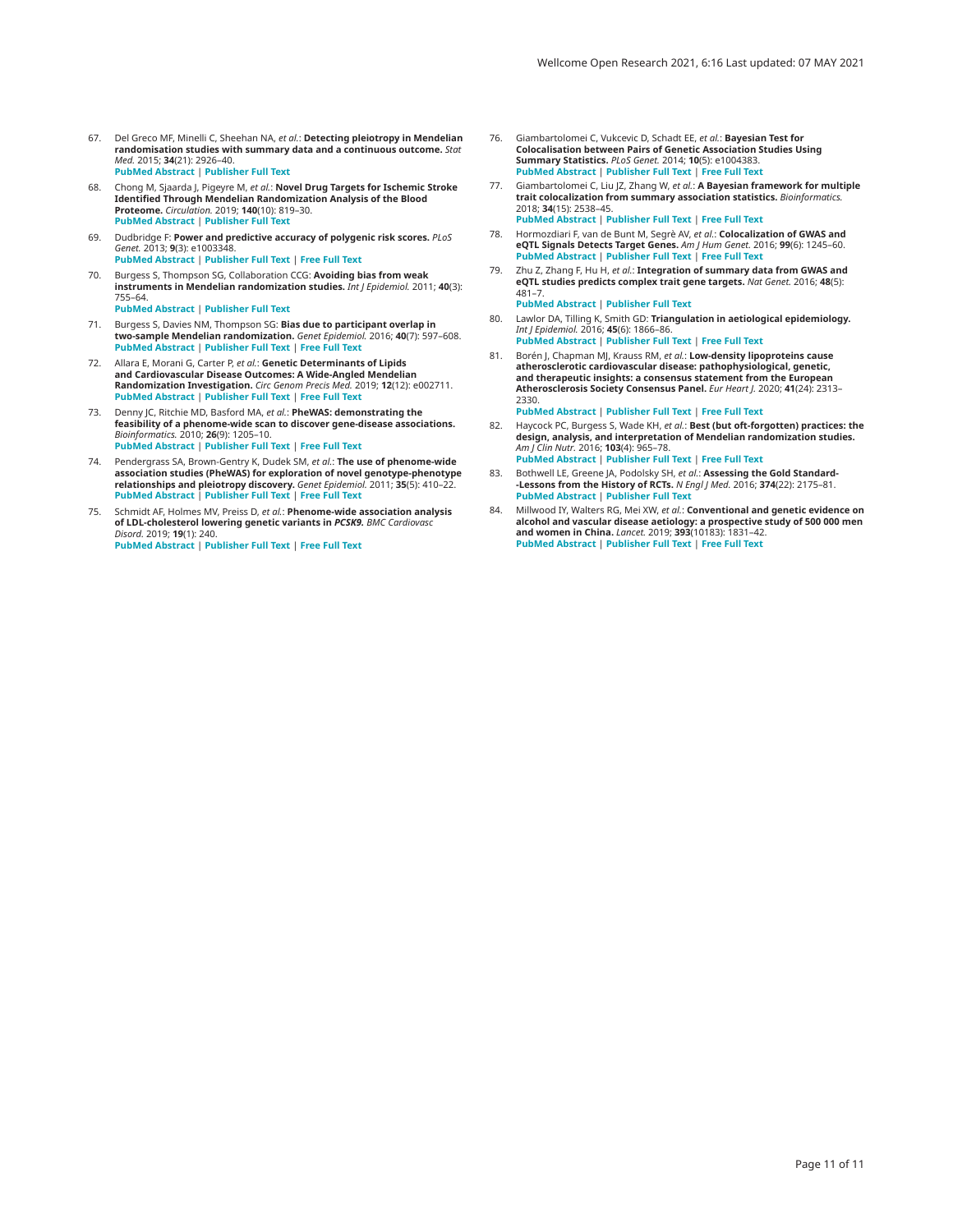67. Del Greco MF, Minelli C, Sheehan NA, *et al.*: **Detecting pleiotropy in Mendelian randomisation studies with summary data and a continuous outcome.** *Stat Med.* 2015; **34**(21): 2926–40.
**PubMed Abstract** | **Publisher Full Text**

68. Chong M, Sjaarda J, Pigeyre M, *et al.*: **Novel Drug Targets for Ischemic Stroke Identified Through Mendelian Randomization Analysis of the Blood Proteome.** *Circulation.* 2019; **140**(10): 819–30.
**PubMed Abstract** | **Publisher Full Text**

69. Dudbridge F: **Power and predictive accuracy of polygenic risk scores.** *PLoS Genet.* 2013; **9**(3): e1003348.
**PubMed Abstract** | **Publisher Full Text** | **Free Full Text**

70. Burgess S, Thompson SG, Collaboration CCG: **Avoiding bias from weak instruments in Mendelian randomization studies.** *Int J Epidemiol.* 2011; **40**(3): 755–64.
**PubMed Abstract** | **Publisher Full Text**

71. Burgess S, Davies NM, Thompson SG: **Bias due to participant overlap in two-sample Mendelian randomization.** *Genet Epidemiol.* 2016; **40**(7): 597–608.
**PubMed Abstract** | **Publisher Full Text** | **Free Full Text**

72. Allara E, Morani G, Carter P, *et al.*: **Genetic Determinants of Lipids and Cardiovascular Disease Outcomes: A Wide-Angled Mendelian Randomization Investigation.** *Circ Genom Precis Med.* 2019; **12**(12): e002711.
**PubMed Abstract** | **Publisher Full Text** | **Free Full Text**

73. Denny JC, Ritchie MD, Basford MA, *et al.*: **PheWAS: demonstrating the feasibility of a phenome-wide scan to discover gene-disease associations.** *Bioinformatics.* 2010; **26**(9): 1205–10.
**PubMed Abstract** | **Publisher Full Text** | **Free Full Text**

74. Pendergrass SA, Brown-Gentry K, Dudek SM, *et al.*: **The use of phenome-wide association studies (PheWAS) for exploration of novel genotype-phenotype relationships and pleiotropy discovery.** *Genet Epidemiol.* 2011; **35**(5): 410–22.
**PubMed Abstract** | **Publisher Full Text** | **Free Full Text**

75. Schmidt AF, Holmes MV, Preiss D, *et al.*: **Phenome-wide association analysis of LDL-cholesterol lowering genetic variants in *PCSK9*.** *BMC Cardiovasc Disord.* 2019; **19**(1): 240.
**PubMed Abstract** | **Publisher Full Text** | **Free Full Text**

76. Giambartolomei C, Vukcevic D, Schadt EE, *et al.*: **Bayesian Test for Colocalisation between Pairs of Genetic Association Studies Using Summary Statistics.** *PLoS Genet.* 2014; **10**(5): e1004383.
**PubMed Abstract** | **Publisher Full Text** | **Free Full Text**

77. Giambartolomei C, Liu JZ, Zhang W, *et al.*: **A Bayesian framework for multiple trait colocalization from summary association statistics.** *Bioinformatics.* 2018; **34**(15): 2538–45.
**PubMed Abstract** | **Publisher Full Text** | **Free Full Text**

78. Hormozdiari F, van de Bunt M, Segrè AV, *et al.*: **Colocalization of GWAS and eQTL Signals Detects Target Genes.** *Am J Hum Genet.* 2016; **99**(6): 1245–60.
**PubMed Abstract** | **Publisher Full Text** | **Free Full Text**

79. Zhu Z, Zhang F, Hu H, *et al.*: **Integration of summary data from GWAS and eQTL studies predicts complex trait gene targets.** *Nat Genet.* 2016; **48**(5): 481–7.
**PubMed Abstract** | **Publisher Full Text**

80. Lawlor DA, Tilling K, Smith GD: **Triangulation in aetiological epidemiology.** *Int J Epidemiol.* 2016; **45**(6): 1866–86.
**PubMed Abstract** | **Publisher Full Text** | **Free Full Text**

81. Borén J, Chapman MJ, Krauss RM, *et al.*: **Low-density lipoproteins cause atherosclerotic cardiovascular disease: pathophysiological, genetic, and therapeutic insights: a consensus statement from the European Atherosclerosis Society Consensus Panel.** *Eur Heart J.* 2020; **41**(24): 2313–2330.
**PubMed Abstract** | **Publisher Full Text** | **Free Full Text**

82. Haycock PC, Burgess S, Wade KH, *et al.*: **Best (but oft-forgotten) practices: the design, analysis, and interpretation of Mendelian randomization studies.** *Am J Clin Nutr.* 2016; **103**(4): 965–78.
**PubMed Abstract** | **Publisher Full Text** | **Free Full Text**

83. Bothwell LE, Greene JA, Podolsky SH, *et al.*: **Assessing the Gold Standard--Lessons from the History of RCTs.** *N Engl J Med.* 2016; **374**(22): 2175–81.
**PubMed Abstract** | **Publisher Full Text**

84. Millwood IY, Walters RG, Mei XW, *et al.*: **Conventional and genetic evidence on alcohol and vascular disease aetiology: a prospective study of 500 000 men and women in China.** *Lancet.* 2019; **393**(10183): 1831–42.
**PubMed Abstract** | **Publisher Full Text** | **Free Full Text**